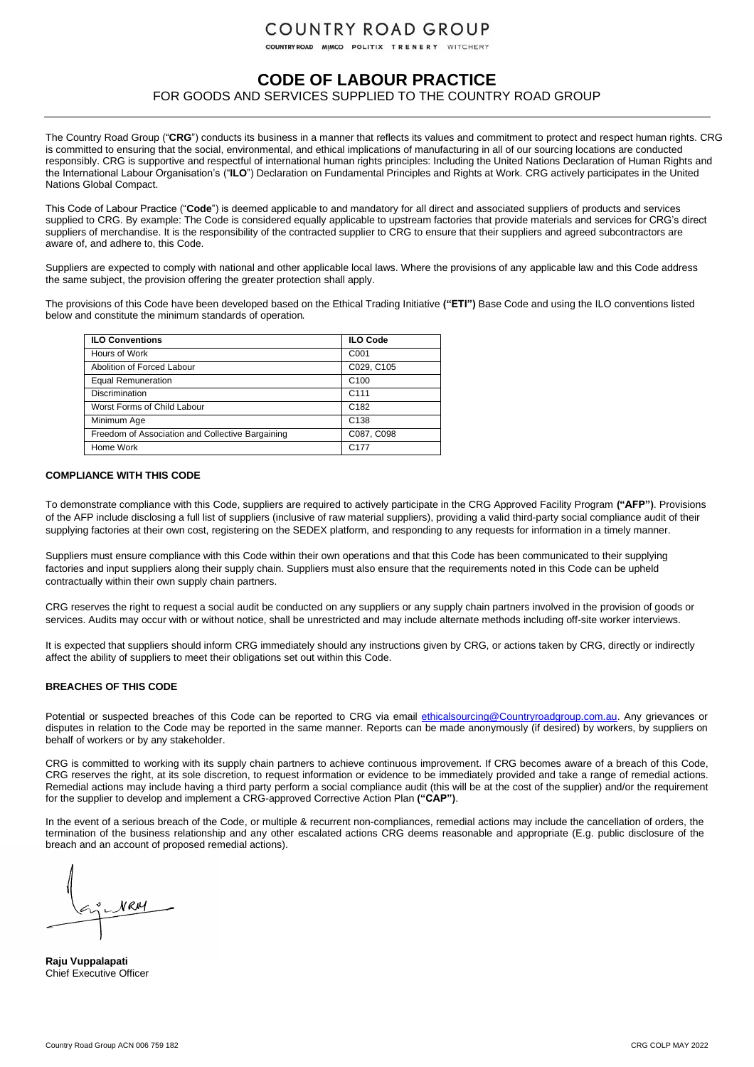# COUNTRY ROAD GROUP

COUNTRY ROAD MIMCO POLITIX TRENERY WITCHERY

## CODE OF LABOUR PRACTICE

FOR GOODS AND SERVICES SUPPLIED TO THE COUNTRY ROAD GROUP

The Country Road Group ("**CRG**") conducts its business in a manner that reflects its values and commitment to protect and respect human rights. CRG is committed to ensuring that the social, environmental, and ethical implications of manufacturing in all of our sourcing locations are conducted responsibly. CRG is supportive and respectful of international human rights principles: Including the United Nations Declaration of Human Rights and the International Labour Organisation's ("**ILO**") Declaration on Fundamental Principles and Rights at Work. CRG actively participates in the United Nations Global Compact.

This Code of Labour Practice ("**Code**") is deemed applicable to and mandatory for all direct and associated suppliers of products and services supplied to CRG. By example: The Code is considered equally applicable to upstream factories that provide materials and services for CRG's direct suppliers of merchandise. It is the responsibility of the contracted supplier to CRG to ensure that their suppliers and agreed subcontractors are aware of, and adhere to, this Code.

Suppliers are expected to comply with national and other applicable local laws. Where the provisions of any applicable law and this Code address the same subject, the provision offering the greater protection shall apply.

The provisions of this Code have been developed based on the Ethical Trading Initiative **("ETI")** Base Code and using the ILO conventions listed below and constitute the minimum standards of operation.

| ILO Conventions | ILO Code |
|---|---|
| Hours of Work | C001 |
| Abolition of Forced Labour | C029, C105 |
| Equal Remuneration | C100 |
| Discrimination | C111 |
| Worst Forms of Child Labour | C182 |
| Minimum Age | C138 |
| Freedom of Association and Collective Bargaining | C087, C098 |
| Home Work | C177 |

### COMPLIANCE WITH THIS CODE

To demonstrate compliance with this Code, suppliers are required to actively participate in the CRG Approved Facility Program **("AFP")**. Provisions of the AFP include disclosing a full list of suppliers (inclusive of raw material suppliers), providing a valid third-party social compliance audit of their supplying factories at their own cost, registering on the SEDEX platform, and responding to any requests for information in a timely manner.

Suppliers must ensure compliance with this Code within their own operations and that this Code has been communicated to their supplying factories and input suppliers along their supply chain. Suppliers must also ensure that the requirements noted in this Code can be upheld contractually within their own supply chain partners.

CRG reserves the right to request a social audit be conducted on any suppliers or any supply chain partners involved in the provision of goods or services. Audits may occur with or without notice, shall be unrestricted and may include alternate methods including off-site worker interviews.

It is expected that suppliers should inform CRG immediately should any instructions given by CRG, or actions taken by CRG, directly or indirectly affect the ability of suppliers to meet their obligations set out within this Code.

### BREACHES OF THIS CODE

Potential or suspected breaches of this Code can be reported to CRG via email ethicalsourcing@Countryroadgroup.com.au. Any grievances or disputes in relation to the Code may be reported in the same manner. Reports can be made anonymously (if desired) by workers, by suppliers on behalf of workers or by any stakeholder.

CRG is committed to working with its supply chain partners to achieve continuous improvement. If CRG becomes aware of a breach of this Code, CRG reserves the right, at its sole discretion, to request information or evidence to be immediately provided and take a range of remedial actions. Remedial actions may include having a third party perform a social compliance audit (this will be at the cost of the supplier) and/or the requirement for the supplier to develop and implement a CRG-approved Corrective Action Plan **("CAP")**.

In the event of a serious breach of the Code, or multiple & recurrent non-compliances, remedial actions may include the cancellation of orders, the termination of the business relationship and any other escalated actions CRG deems reasonable and appropriate (E.g. public disclosure of the breach and an account of proposed remedial actions).

**Raju Vuppalapati**
Chief Executive Officer

Country Road Group ACN 006 759 182

CRG COLP MAY 2022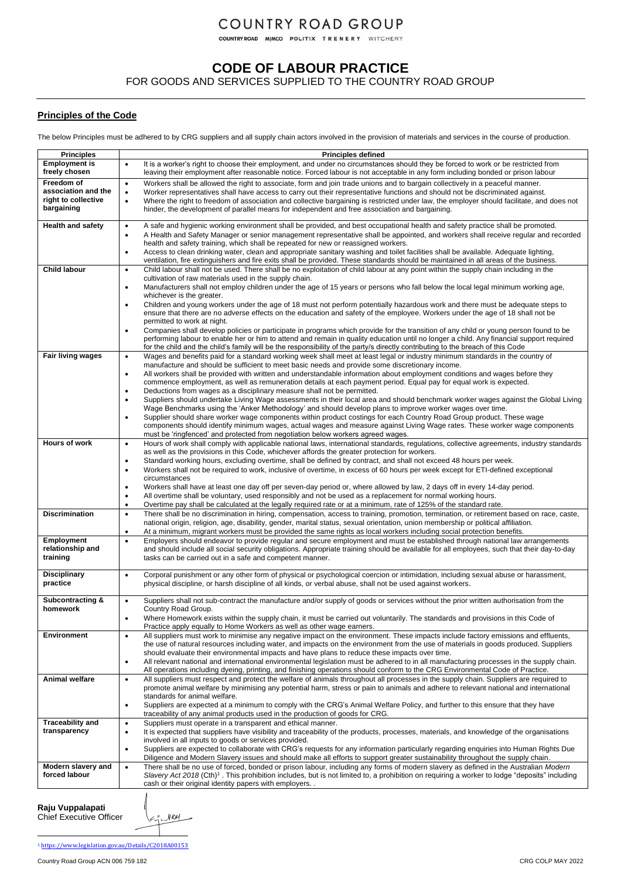# COUNTRY ROAD GROUP

COUNTRY ROAD MIMCO POLITIX TRENERY WITCHERY

# CODE OF LABOUR PRACTICE

FOR GOODS AND SERVICES SUPPLIED TO THE COUNTRY ROAD GROUP

## Principles of the Code

The below Principles must be adhered to by CRG suppliers and all supply chain actors involved in the provision of materials and services in the course of production.

| Principles | Principles defined |
|---|---|
| **Employment is freely chosen** | • It is a worker's right to choose their employment, and under no circumstances should they be forced to work or be restricted from leaving their employment after reasonable notice. Forced labour is not acceptable in any form including bonded or prison labour |
| **Freedom of association and the right to collective bargaining** | • Workers shall be allowed the right to associate, form and join trade unions and to bargain collectively in a peaceful manner.<br>• Worker representatives shall have access to carry out their representative functions and should not be discriminated against.<br>• Where the right to freedom of association and collective bargaining is restricted under law, the employer should facilitate, and does not hinder, the development of parallel means for independent and free association and bargaining. |
| **Health and safety** | • A safe and hygienic working environment shall be provided, and best occupational health and safety practice shall be promoted.<br>• A Health and Safety Manager or senior management representative shall be appointed, and workers shall receive regular and recorded health and safety training, which shall be repeated for new or reassigned workers.<br>• Access to clean drinking water, clean and appropriate sanitary washing and toilet facilities shall be available. Adequate lighting, ventilation, fire extinguishers and fire exits shall be provided. These standards should be maintained in all areas of the business. |
| **Child labour** | • Child labour shall not be used. There shall be no exploitation of child labour at any point within the supply chain including in the cultivation of raw materials used in the supply chain.<br>• Manufacturers shall not employ children under the age of 15 years or persons who fall below the local legal minimum working age, whichever is the greater.<br>• Children and young workers under the age of 18 must not perform potentially hazardous work and there must be adequate steps to ensure that there are no adverse effects on the education and safety of the employee. Workers under the age of 18 shall not be permitted to work at night.<br>• Companies shall develop policies or participate in programs which provide for the transition of any child or young person found to be performing labour to enable her or him to attend and remain in quality education until no longer a child. Any financial support required for the child and the child's family will be the responsibility of the party/s directly contributing to the breach of this Code |
| **Fair living wages** | • Wages and benefits paid for a standard working week shall meet at least legal or industry minimum standards in the country of manufacture and should be sufficient to meet basic needs and provide some discretionary income.<br>• All workers shall be provided with written and understandable information about employment conditions and wages before they commence employment, as well as remuneration details at each payment period. Equal pay for equal work is expected.<br>• Deductions from wages as a disciplinary measure shall not be permitted.<br>• Suppliers should undertake Living Wage assessments in their local area and should benchmark worker wages against the Global Living Wage Benchmarks using the 'Anker Methodology' and should develop plans to improve worker wages over time.<br>• Supplier should share worker wage components within product costings for each Country Road Group product. These wage components should identify minimum wages, actual wages and measure against Living Wage rates. These worker wage components must be 'ringfenced' and protected from negotiation below workers agreed wages. |
| **Hours of work** | • Hours of work shall comply with applicable national laws, international standards, regulations, collective agreements, industry standards as well as the provisions in this Code, whichever affords the greater protection for workers.<br>• Standard working hours, excluding overtime, shall be defined by contract, and shall not exceed 48 hours per week.<br>• Workers shall not be required to work, inclusive of overtime, in excess of 60 hours per week except for ETI-defined exceptional circumstances<br>• Workers shall have at least one day off per seven-day period or, where allowed by law, 2 days off in every 14-day period.<br>• All overtime shall be voluntary, used responsibly and not be used as a replacement for normal working hours.<br>• Overtime pay shall be calculated at the legally required rate or at a minimum, rate of 125% of the standard rate. |
| **Discrimination** | • There shall be no discrimination in hiring, compensation, access to training, promotion, termination, or retirement based on race, caste, national origin, religion, age, disability, gender, marital status, sexual orientation, union membership or political affiliation.<br>• At a minimum, migrant workers must be provided the same rights as local workers including social protection benefits. |
| **Employment relationship and training** | • Employers should endeavor to provide regular and secure employment and must be established through national law arrangements and should include all social security obligations. Appropriate training should be available for all employees, such that their day-to-day tasks can be carried out in a safe and competent manner. |
| **Disciplinary practice** | • Corporal punishment or any other form of physical or psychological coercion or intimidation, including sexual abuse or harassment, physical discipline, or harsh discipline of all kinds, or verbal abuse, shall not be used against workers. |
| **Subcontracting & homework** | • Suppliers shall not sub-contract the manufacture and/or supply of goods or services without the prior written authorisation from the Country Road Group.<br>• Where Homework exists within the supply chain, it must be carried out voluntarily. The standards and provisions in this Code of Practice apply equally to Home Workers as well as other wage earners. |
| **Environment** | • All suppliers must work to minimise any negative impact on the environment. These impacts include factory emissions and effluents, the use of natural resources including water, and impacts on the environment from the use of materials in goods produced. Suppliers should evaluate their environmental impacts and have plans to reduce these impacts over time.<br>• All relevant national and international environmental legislation must be adhered to in all manufacturing processes in the supply chain. All operations including dyeing, printing, and finishing operations should conform to the CRG Environmental Code of Practice. |
| **Animal welfare** | • All suppliers must respect and protect the welfare of animals throughout all processes in the supply chain. Suppliers are required to promote animal welfare by minimising any potential harm, stress or pain to animals and adhere to relevant national and international standards for animal welfare.<br>• Suppliers are expected at a minimum to comply with the CRG's Animal Welfare Policy, and further to this ensure that they have traceability of any animal products used in the production of goods for CRG. |
| **Traceability and transparency** | • Suppliers must operate in a transparent and ethical manner.<br>• It is expected that suppliers have visibility and traceability of the products, processes, materials, and knowledge of the organisations involved in all inputs to goods or services provided.<br>• Suppliers are expected to collaborate with CRG's requests for any information particularly regarding enquiries into Human Rights Due Diligence and Modern Slavery issues and should make all efforts to support greater sustainability throughout the supply chain. |
| **Modern slavery and forced labour** | • There shall be no use of forced, bonded or prison labour, including any forms of modern slavery as defined in the Australian *Modern Slavery Act 2018* (Cth)[1]. This prohibition includes, but is not limited to, a prohibition on requiring a worker to lodge "deposits" including cash or their original identity papers with employers. . |

**Raju Vuppalapati**
Chief Executive Officer

[1] https://www.legislation.gov.au/Details/C2018A00153

Country Road Group ACN 006 759 182 CRG COLP MAY 2022